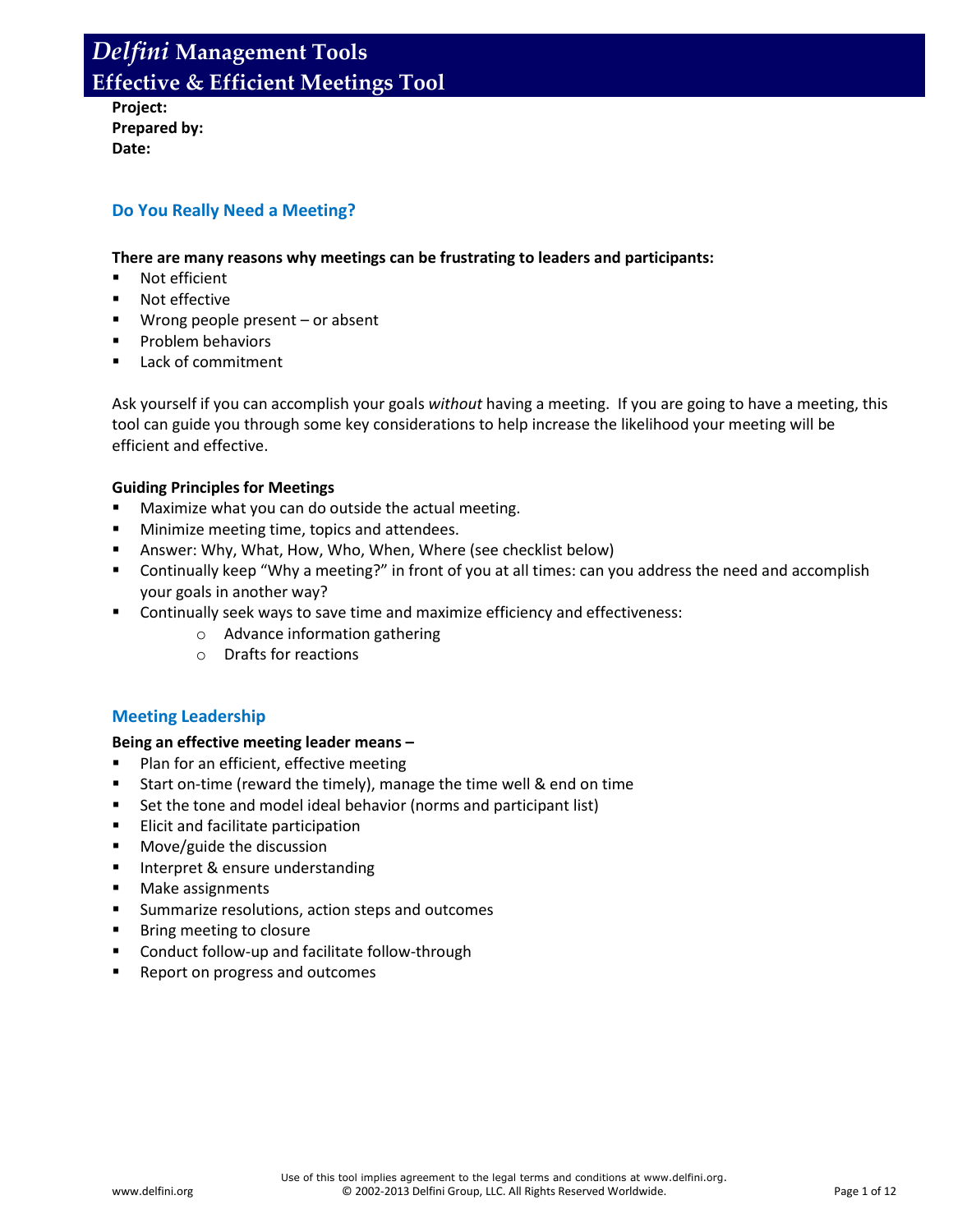# *Delfini* Management Tools
## Effective & Efficient Meetings Tool

**Project:**
**Prepared by:**
**Date:**

### Do You Really Need a Meeting?

**There are many reasons why meetings can be frustrating to leaders and participants:**

- Not efficient
- Not effective
- Wrong people present – or absent
- Problem behaviors
- Lack of commitment

Ask yourself if you can accomplish your goals *without* having a meeting. If you are going to have a meeting, this tool can guide you through some key considerations to help increase the likelihood your meeting will be efficient and effective.

**Guiding Principles for Meetings**

- Maximize what you can do outside the actual meeting.
- Minimize meeting time, topics and attendees.
- Answer: Why, What, How, Who, When, Where (see checklist below)
- Continually keep "Why a meeting?" in front of you at all times: can you address the need and accomplish your goals in another way?
- Continually seek ways to save time and maximize efficiency and effectiveness:
    - Advance information gathering
    - Drafts for reactions

### Meeting Leadership

**Being an effective meeting leader means –**

- Plan for an efficient, effective meeting
- Start on-time (reward the timely), manage the time well & end on time
- Set the tone and model ideal behavior (norms and participant list)
- Elicit and facilitate participation
- Move/guide the discussion
- Interpret & ensure understanding
- Make assignments
- Summarize resolutions, action steps and outcomes
- Bring meeting to closure
- Conduct follow-up and facilitate follow-through
- Report on progress and outcomes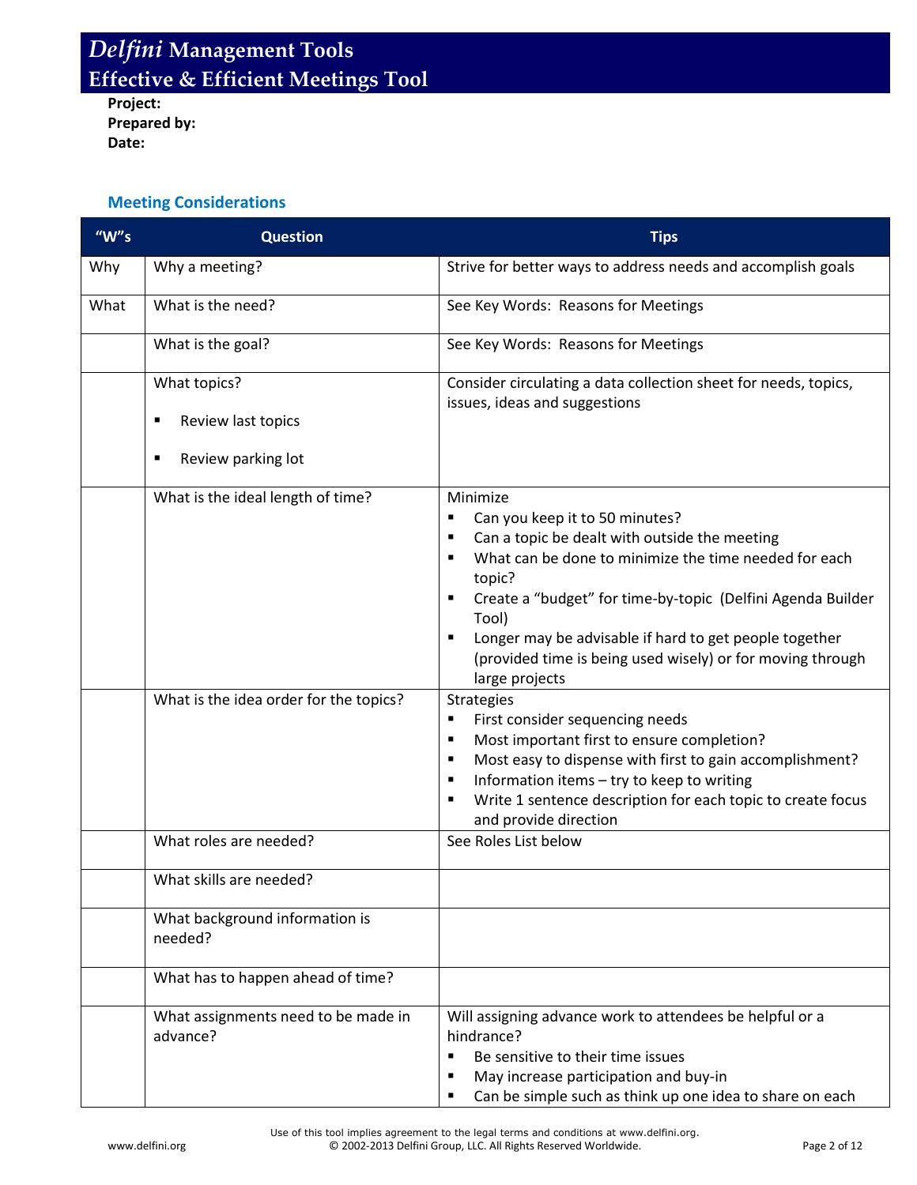# *Delfini* Management Tools
## Effective & Efficient Meetings Tool

**Project:**
**Prepared by:**
**Date:**

### Meeting Considerations

| "W"s | Question | Tips |
|---|---|---|
| Why | Why a meeting? | Strive for better ways to address needs and accomplish goals |
| What | What is the need? | See Key Words: Reasons for Meetings |
| | What is the goal? | See Key Words: Reasons for Meetings |
| | What topics?<br>▪ Review last topics<br>▪ Review parking lot | Consider circulating a data collection sheet for needs, topics, issues, ideas and suggestions |
| | What is the ideal length of time? | Minimize<br>▪ Can you keep it to 50 minutes?<br>▪ Can a topic be dealt with outside the meeting<br>▪ What can be done to minimize the time needed for each topic?<br>▪ Create a "budget" for time-by-topic (Delfini Agenda Builder Tool)<br>▪ Longer may be advisable if hard to get people together (provided time is being used wisely) or for moving through large projects |
| | What is the idea order for the topics? | Strategies<br>▪ First consider sequencing needs<br>▪ Most important first to ensure completion?<br>▪ Most easy to dispense with first to gain accomplishment?<br>▪ Information items – try to keep to writing<br>▪ Write 1 sentence description for each topic to create focus and provide direction |
| | What roles are needed? | See Roles List below |
| | What skills are needed? | |
| | What background information is needed? | |
| | What has to happen ahead of time? | |
| | What assignments need to be made in advance? | Will assigning advance work to attendees be helpful or a hindrance?<br>▪ Be sensitive to their time issues<br>▪ May increase participation and buy-in<br>▪ Can be simple such as think up one idea to share on each |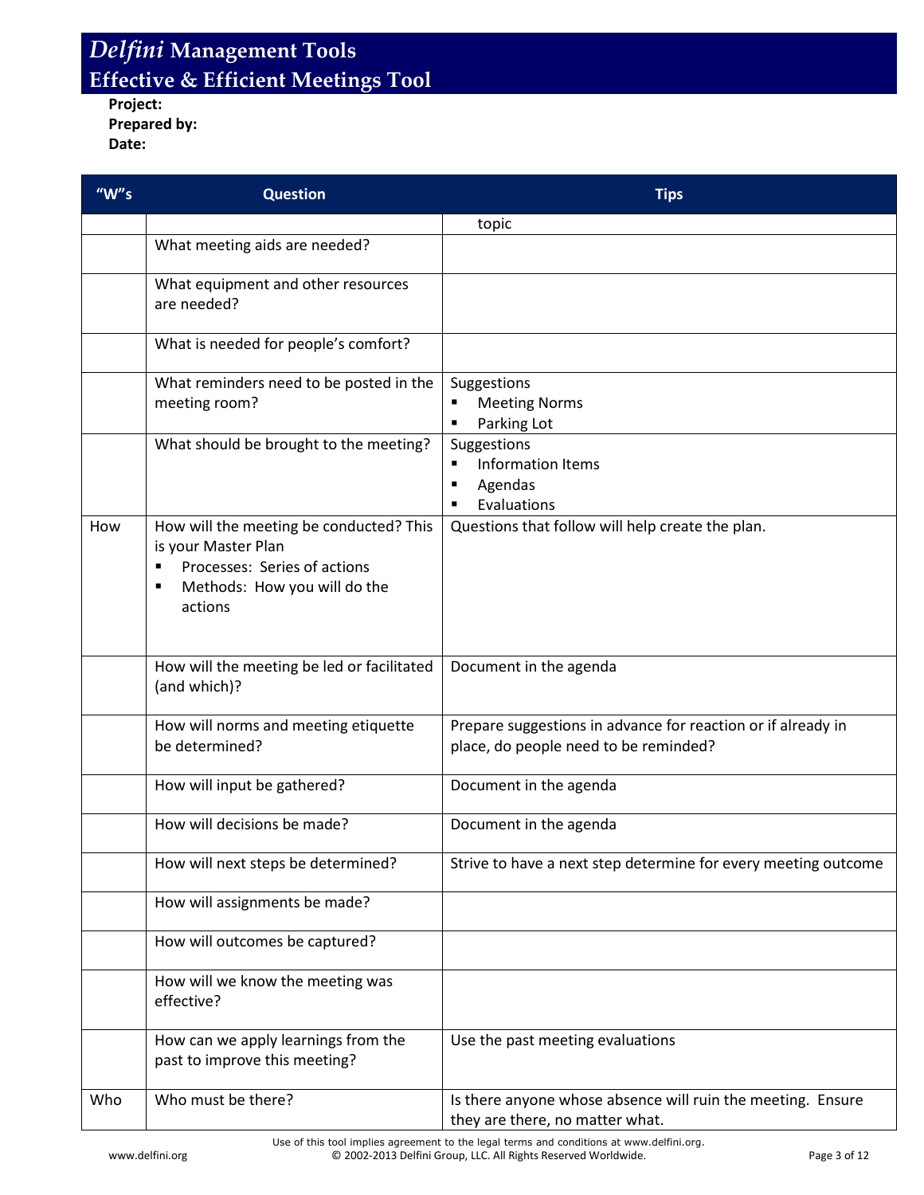# *Delfini* Management Tools
## Effective & Efficient Meetings Tool

**Project:**
**Prepared by:**
**Date:**

| "W"s | Question | Tips |
|---|---|---|
| | | topic |
| | What meeting aids are needed? | |
| | What equipment and other resources are needed? | |
| | What is needed for people's comfort? | |
| | What reminders need to be posted in the meeting room? | Suggestions<br>▪ Meeting Norms<br>▪ Parking Lot |
| | What should be brought to the meeting? | Suggestions<br>▪ Information Items<br>▪ Agendas<br>▪ Evaluations |
| How | How will the meeting be conducted? This is your Master Plan<br>▪ Processes: Series of actions<br>▪ Methods: How you will do the actions | Questions that follow will help create the plan. |
| | How will the meeting be led or facilitated (and which)? | Document in the agenda |
| | How will norms and meeting etiquette be determined? | Prepare suggestions in advance for reaction or if already in place, do people need to be reminded? |
| | How will input be gathered? | Document in the agenda |
| | How will decisions be made? | Document in the agenda |
| | How will next steps be determined? | Strive to have a next step determine for every meeting outcome |
| | How will assignments be made? | |
| | How will outcomes be captured? | |
| | How will we know the meeting was effective? | |
| | How can we apply learnings from the past to improve this meeting? | Use the past meeting evaluations |
| Who | Who must be there? | Is there anyone whose absence will ruin the meeting. Ensure they are there, no matter what. |

Use of this tool implies agreement to the legal terms and conditions at www.delfini.org.
© 2002-2013 Delfini Group, LLC. All Rights Reserved Worldwide.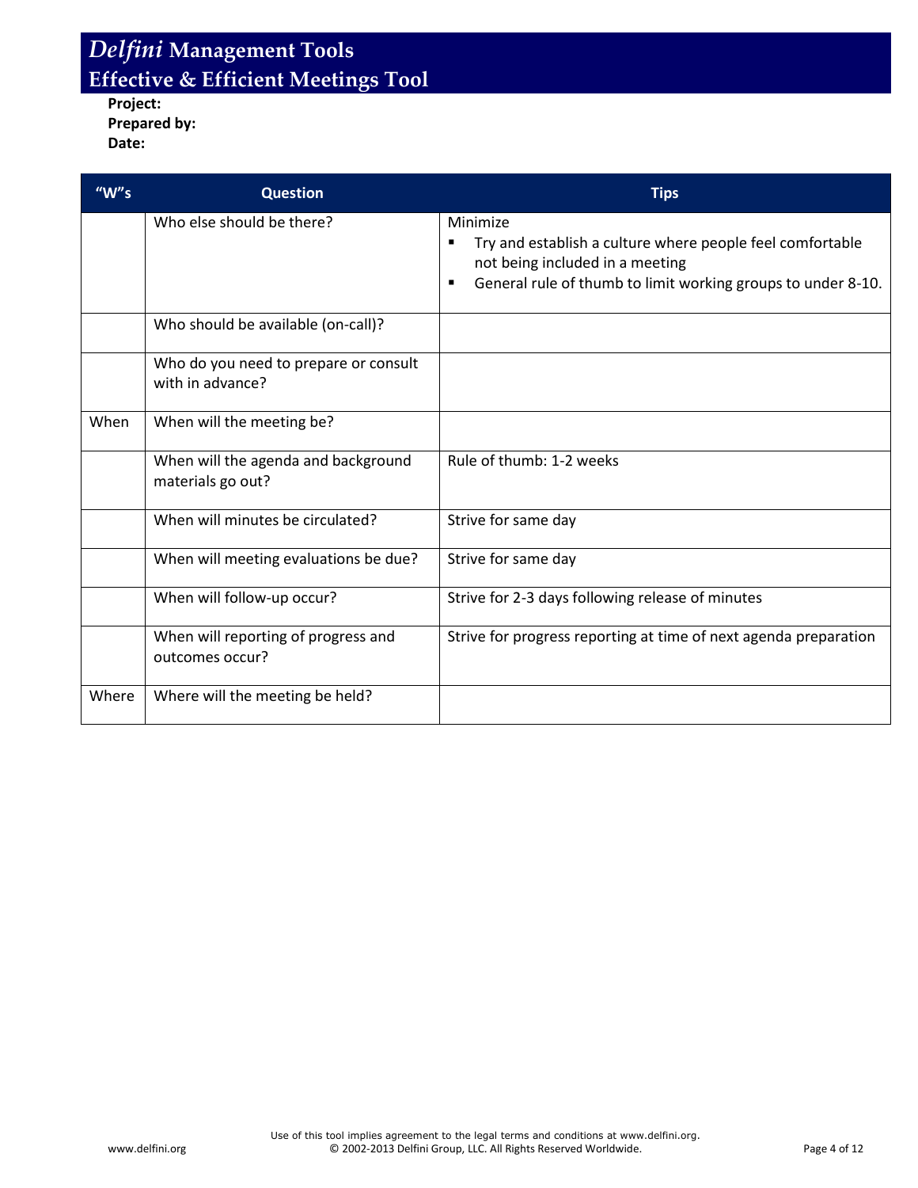# *Delfini* Management Tools
## Effective & Efficient Meetings Tool

**Project:**
**Prepared by:**
**Date:**

| "W"s | Question | Tips |
|---|---|---|
| | Who else should be there? | Minimize<br>▪ Try and establish a culture where people feel comfortable not being included in a meeting<br>▪ General rule of thumb to limit working groups to under 8-10. |
| | Who should be available (on-call)? | |
| | Who do you need to prepare or consult with in advance? | |
| When | When will the meeting be? | |
| | When will the agenda and background materials go out? | Rule of thumb: 1-2 weeks |
| | When will minutes be circulated? | Strive for same day |
| | When will meeting evaluations be due? | Strive for same day |
| | When will follow-up occur? | Strive for 2-3 days following release of minutes |
| | When will reporting of progress and outcomes occur? | Strive for progress reporting at time of next agenda preparation |
| Where | Where will the meeting be held? | |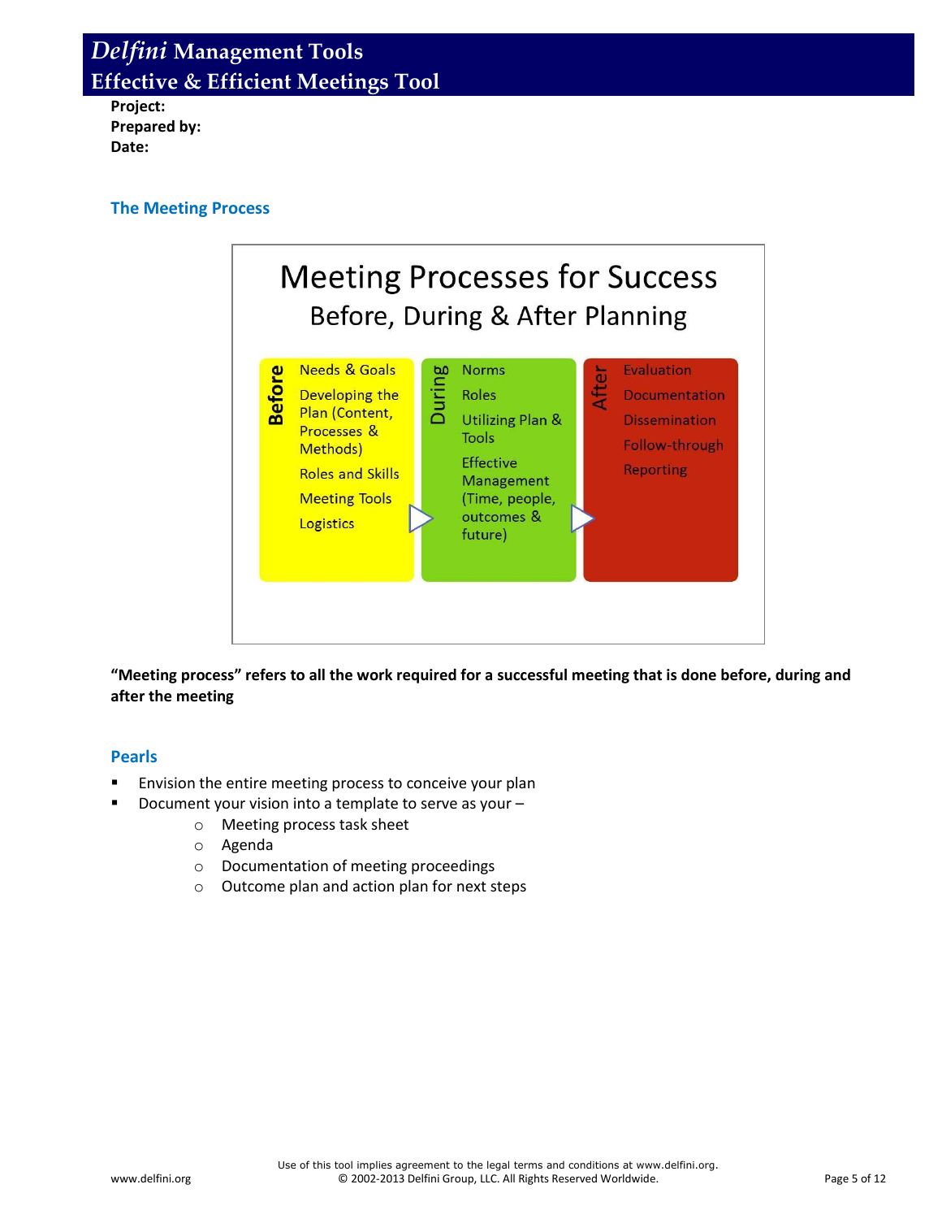# *Delfini* Management Tools
## Effective & Efficient Meetings Tool

**Project:**
**Prepared by:**
**Date:**

### The Meeting Process

**Meeting Processes for Success**
Before, During & After Planning

| Before | During | After |
|---|---|---|
| Needs & Goals | Norms | Evaluation |
| Developing the Plan (Content, Processes & Methods) | Roles | Documentation |
| Roles and Skills | Utilizing Plan & Tools | Dissemination |
| Meeting Tools | Effective Management (Time, people, outcomes & future) | Follow-through |
| Logistics | | Reporting |

**"Meeting process" refers to all the work required for a successful meeting that is done before, during and after the meeting**

### Pearls

- Envision the entire meeting process to conceive your plan
- Document your vision into a template to serve as your –
  - Meeting process task sheet
  - Agenda
  - Documentation of meeting proceedings
  - Outcome plan and action plan for next steps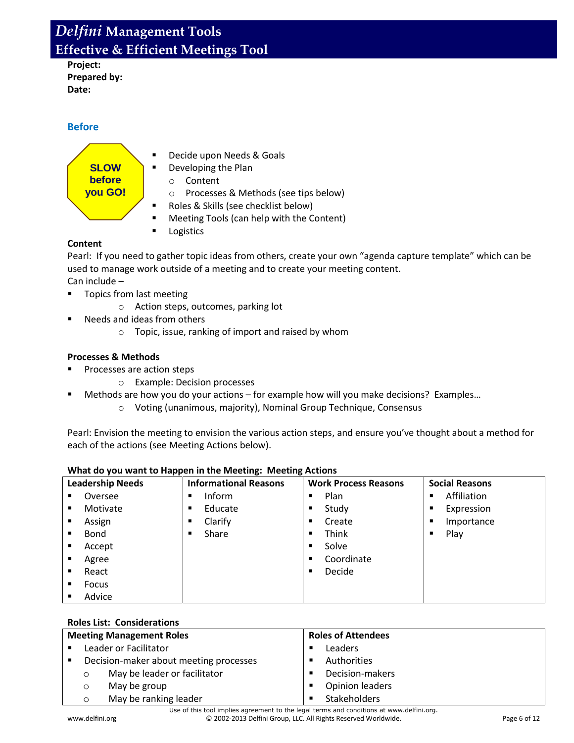# *Delfini* Management Tools
## Effective & Efficient Meetings Tool

**Project:**
**Prepared by:**
**Date:**

### Before

SLOW before you GO!

- Decide upon Needs & Goals
- Developing the Plan
  - Content
  - Processes & Methods (see tips below)
- Roles & Skills (see checklist below)
- Meeting Tools (can help with the Content)
- Logistics

**Content**

Pearl: If you need to gather topic ideas from others, create your own "agenda capture template" which can be used to manage work outside of a meeting and to create your meeting content.

Can include –

- Topics from last meeting
  - Action steps, outcomes, parking lot
- Needs and ideas from others
  - Topic, issue, ranking of import and raised by whom

**Processes & Methods**

- Processes are action steps
  - Example: Decision processes
- Methods are how you do your actions – for example how will you make decisions? Examples…
  - Voting (unanimous, majority), Nominal Group Technique, Consensus

Pearl: Envision the meeting to envision the various action steps, and ensure you've thought about a method for each of the actions (see Meeting Actions below).

**What do you want to Happen in the Meeting: Meeting Actions**

| Leadership Needs | Informational Reasons | Work Process Reasons | Social Reasons |
|---|---|---|---|
| ▪ Oversee | ▪ Inform | ▪ Plan | ▪ Affiliation |
| ▪ Motivate | ▪ Educate | ▪ Study | ▪ Expression |
| ▪ Assign | ▪ Clarify | ▪ Create | ▪ Importance |
| ▪ Bond | ▪ Share | ▪ Think | ▪ Play |
| ▪ Accept | | ▪ Solve | |
| ▪ Agree | | ▪ Coordinate | |
| ▪ React | | ▪ Decide | |
| ▪ Focus | | | |
| ▪ Advice | | | |

**Roles List: Considerations**

| Meeting Management Roles | Roles of Attendees |
|---|---|
| ▪ Leader or Facilitator | ▪ Leaders |
| ▪ Decision-maker about meeting processes | ▪ Authorities |
| ○ May be leader or facilitator | ▪ Decision-makers |
| ○ May be group | ▪ Opinion leaders |
| ○ May be ranking leader | ▪ Stakeholders |

Use of this tool implies agreement to the legal terms and conditions at www.delfini.org.
© 2002-2013 Delfini Group, LLC. All Rights Reserved Worldwide.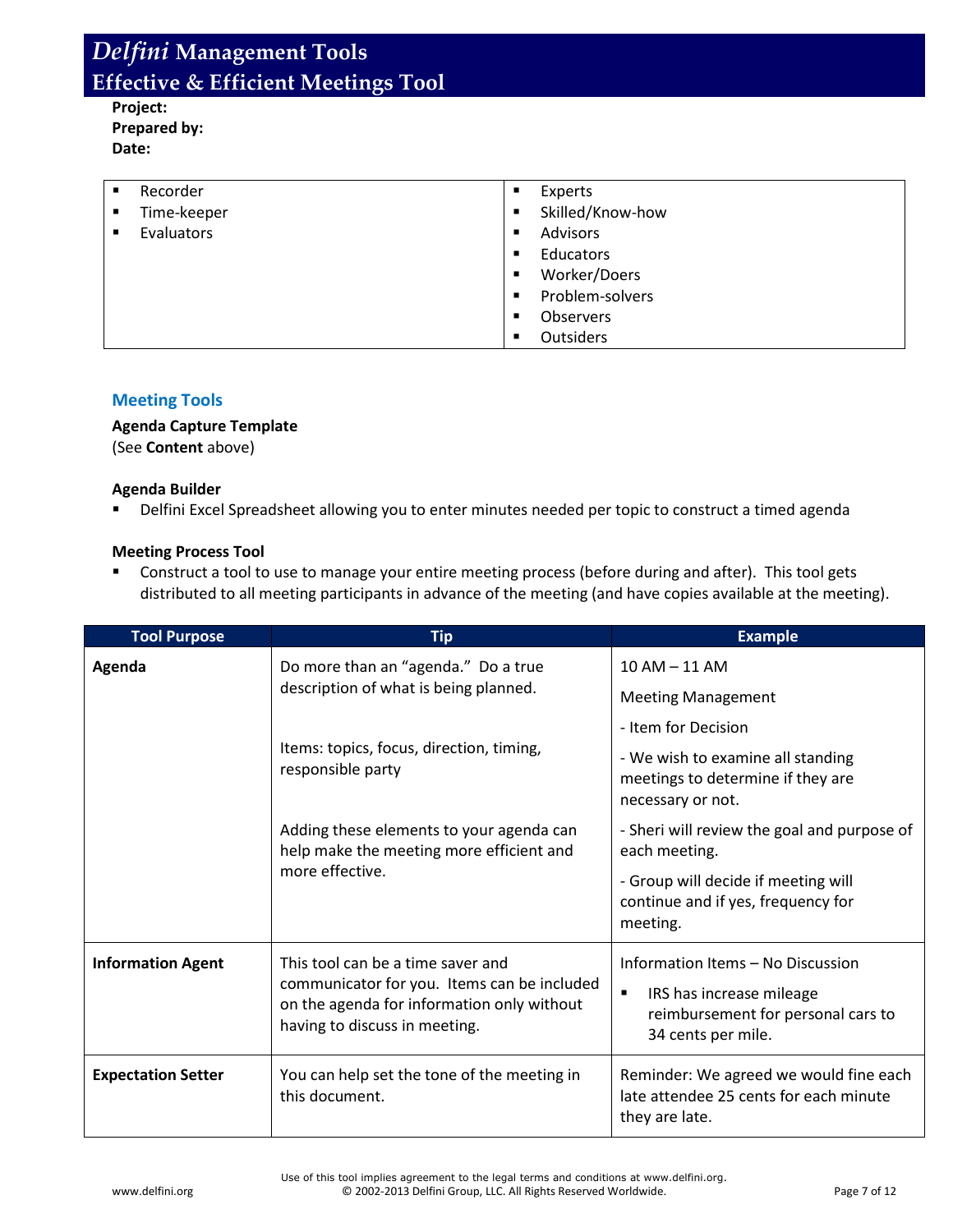# *Delfini* Management Tools
## Effective & Efficient Meetings Tool

**Project:**
**Prepared by:**
**Date:**

| | |
|---|---|
| ▪ Recorder<br>▪ Time-keeper<br>▪ Evaluators | ▪ Experts<br>▪ Skilled/Know-how<br>▪ Advisors<br>▪ Educators<br>▪ Worker/Doers<br>▪ Problem-solvers<br>▪ Observers<br>▪ Outsiders |

### Meeting Tools

**Agenda Capture Template**
(See **Content** above)

**Agenda Builder**

- Delfini Excel Spreadsheet allowing you to enter minutes needed per topic to construct a timed agenda

**Meeting Process Tool**

- Construct a tool to use to manage your entire meeting process (before during and after). This tool gets distributed to all meeting participants in advance of the meeting (and have copies available at the meeting).

| Tool Purpose | Tip | Example |
|---|---|---|
| **Agenda** | Do more than an "agenda." Do a true description of what is being planned.<br><br>Items: topics, focus, direction, timing, responsible party<br><br>Adding these elements to your agenda can help make the meeting more efficient and more effective. | 10 AM – 11 AM<br>Meeting Management<br>- Item for Decision<br>- We wish to examine all standing meetings to determine if they are necessary or not.<br>- Sheri will review the goal and purpose of each meeting.<br>- Group will decide if meeting will continue and if yes, frequency for meeting. |
| **Information Agent** | This tool can be a time saver and communicator for you. Items can be included on the agenda for information only without having to discuss in meeting. | Information Items – No Discussion<br>▪ IRS has increase mileage reimbursement for personal cars to 34 cents per mile. |
| **Expectation Setter** | You can help set the tone of the meeting in this document. | Reminder: We agreed we would fine each late attendee 25 cents for each minute they are late. |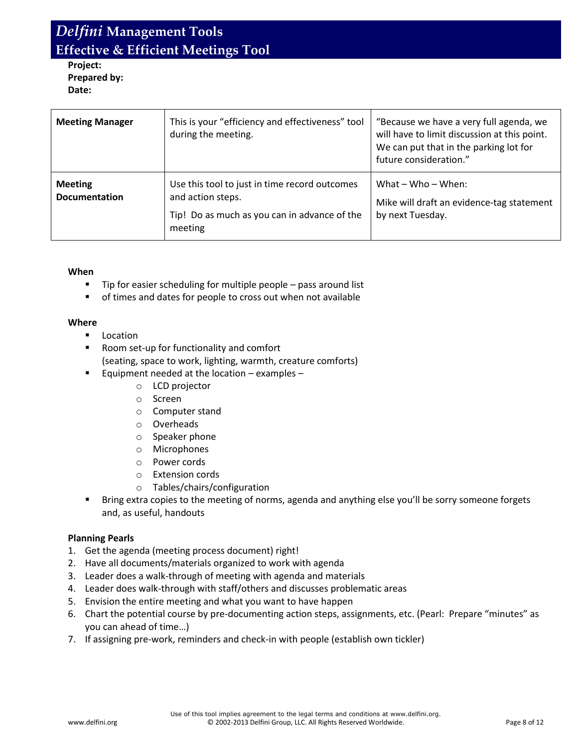# *Delfini* Management Tools
## Effective & Efficient Meetings Tool

**Project:**
**Prepared by:**
**Date:**

| | | |
|---|---|---|
| **Meeting Manager** | This is your "efficiency and effectiveness" tool during the meeting. | "Because we have a very full agenda, we will have to limit discussion at this point. We can put that in the parking lot for future consideration." |
| **Meeting Documentation** | Use this tool to just in time record outcomes and action steps.<br><br>Tip! Do as much as you can in advance of the meeting | What – Who – When:<br><br>Mike will draft an evidence-tag statement by next Tuesday. |

**When**

- Tip for easier scheduling for multiple people – pass around list
- of times and dates for people to cross out when not available

**Where**

- Location
- Room set-up for functionality and comfort
  (seating, space to work, lighting, warmth, creature comforts)
- Equipment needed at the location – examples –
    - LCD projector
    - Screen
    - Computer stand
    - Overheads
    - Speaker phone
    - Microphones
    - Power cords
    - Extension cords
    - Tables/chairs/configuration
- Bring extra copies to the meeting of norms, agenda and anything else you'll be sorry someone forgets and, as useful, handouts

**Planning Pearls**

1. Get the agenda (meeting process document) right!
2. Have all documents/materials organized to work with agenda
3. Leader does a walk-through of meeting with agenda and materials
4. Leader does walk-through with staff/others and discusses problematic areas
5. Envision the entire meeting and what you want to have happen
6. Chart the potential course by pre-documenting action steps, assignments, etc. (Pearl: Prepare "minutes" as you can ahead of time…)
7. If assigning pre-work, reminders and check-in with people (establish own tickler)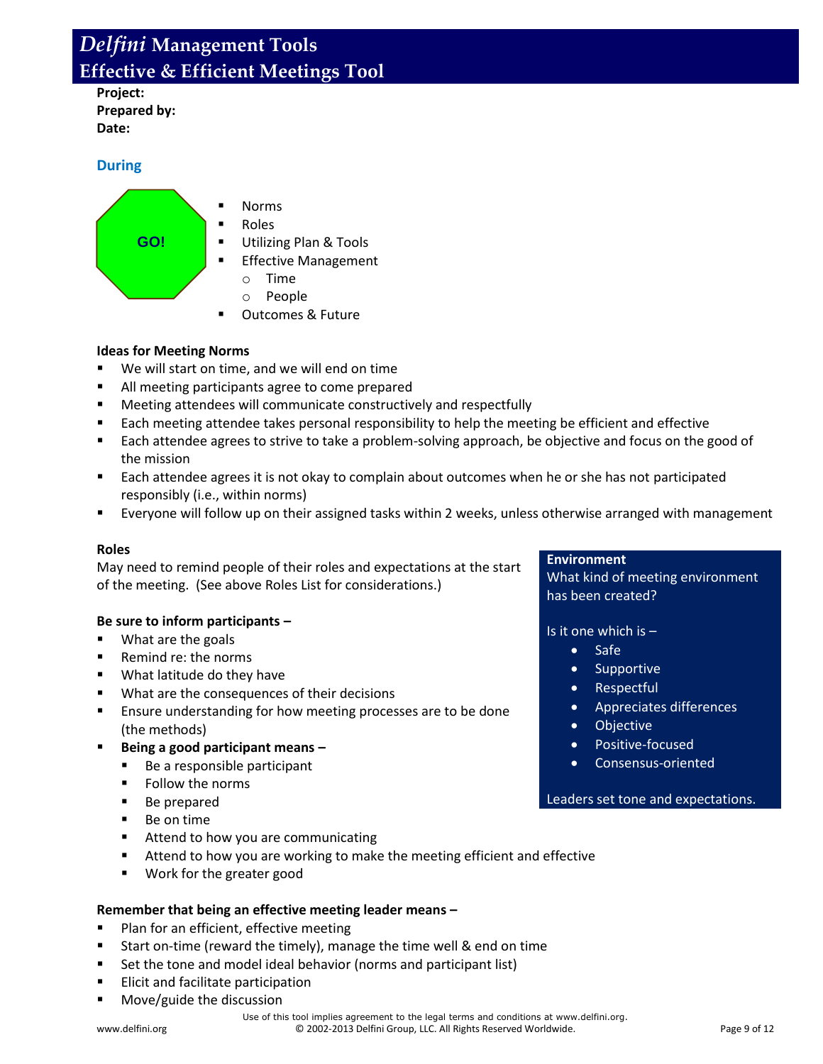# *Delfini* Management Tools
## Effective & Efficient Meetings Tool

**Project:**
**Prepared by:**
**Date:**

### During

GO!

- Norms
- Roles
- Utilizing Plan & Tools
- Effective Management
  - Time
  - People
- Outcomes & Future

**Ideas for Meeting Norms**

- We will start on time, and we will end on time
- All meeting participants agree to come prepared
- Meeting attendees will communicate constructively and respectfully
- Each meeting attendee takes personal responsibility to help the meeting be efficient and effective
- Each attendee agrees to strive to take a problem-solving approach, be objective and focus on the good of the mission
- Each attendee agrees it is not okay to complain about outcomes when he or she has not participated responsibly (i.e., within norms)
- Everyone will follow up on their assigned tasks within 2 weeks, unless otherwise arranged with management

**Roles**

May need to remind people of their roles and expectations at the start of the meeting. (See above Roles List for considerations.)

**Be sure to inform participants –**

- What are the goals
- Remind re: the norms
- What latitude do they have
- What are the consequences of their decisions
- Ensure understanding for how meeting processes are to be done (the methods)
- **Being a good participant means –**
  - Be a responsible participant
  - Follow the norms
  - Be prepared
  - Be on time
  - Attend to how you are communicating
  - Attend to how you are working to make the meeting efficient and effective
  - Work for the greater good

**Environment**

What kind of meeting environment has been created?

Is it one which is –

- Safe
- Supportive
- Respectful
- Appreciates differences
- Objective
- Positive-focused
- Consensus-oriented

Leaders set tone and expectations.

**Remember that being an effective meeting leader means –**

- Plan for an efficient, effective meeting
- Start on-time (reward the timely), manage the time well & end on time
- Set the tone and model ideal behavior (norms and participant list)
- Elicit and facilitate participation
- Move/guide the discussion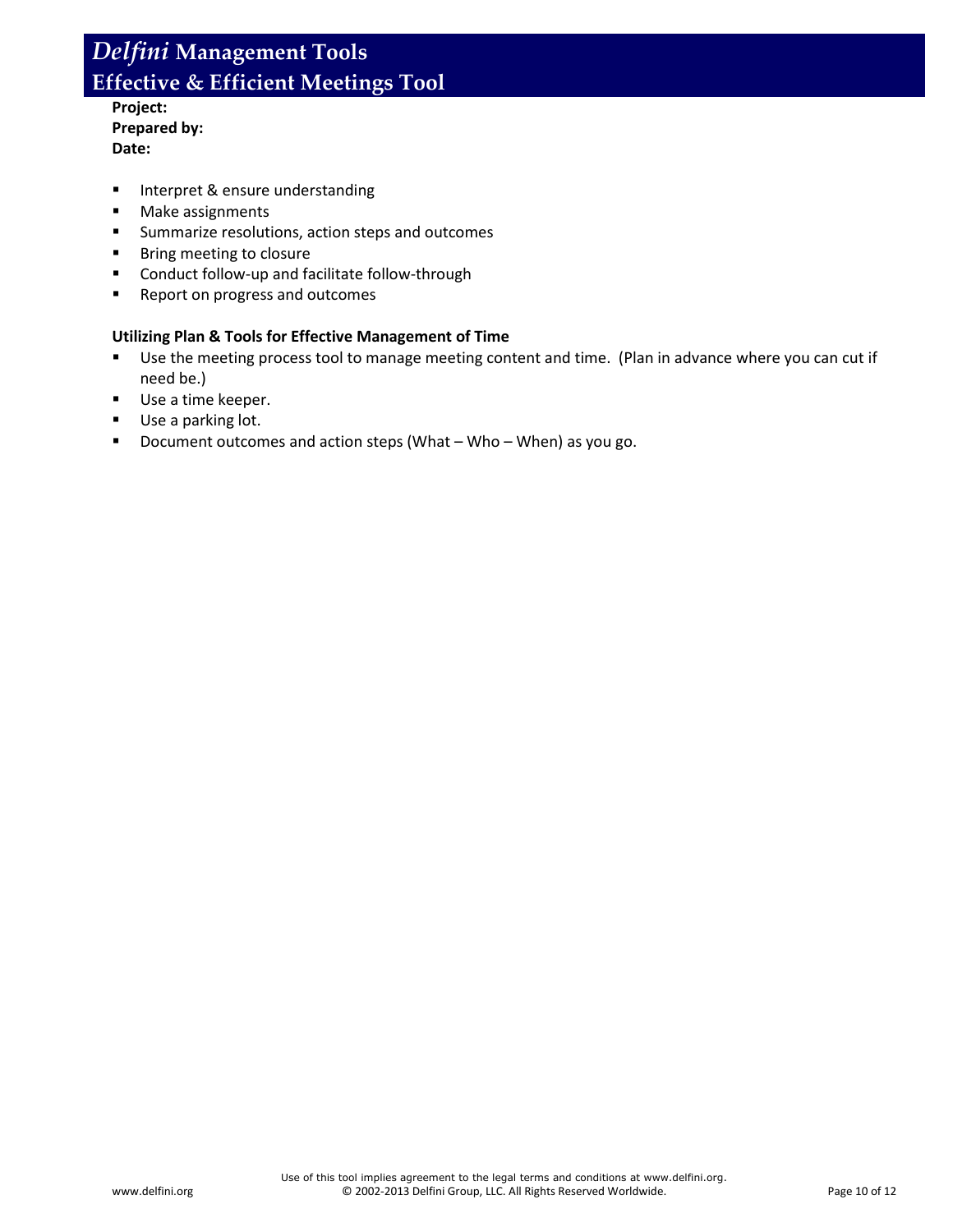**Project:**
**Prepared by:**
**Date:**

- Interpret & ensure understanding
- Make assignments
- Summarize resolutions, action steps and outcomes
- Bring meeting to closure
- Conduct follow-up and facilitate follow-through
- Report on progress and outcomes

**Utilizing Plan & Tools for Effective Management of Time**

- Use the meeting process tool to manage meeting content and time. (Plan in advance where you can cut if need be.)
- Use a time keeper.
- Use a parking lot.
- Document outcomes and action steps (What – Who – When) as you go.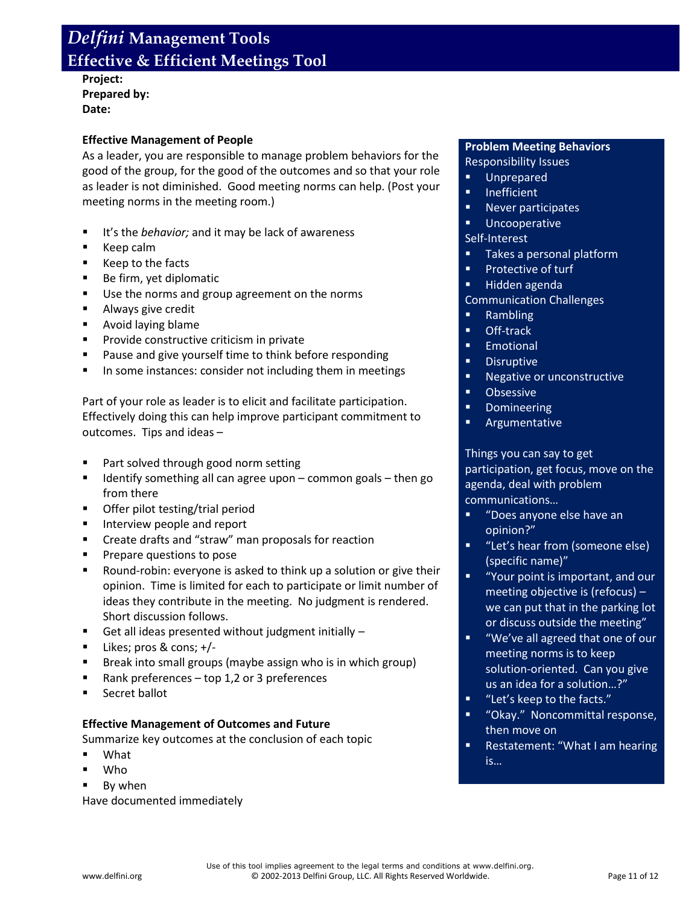# *Delfini* Management Tools
## Effective & Efficient Meetings Tool

**Project:**
**Prepared by:**
**Date:**

**Effective Management of People**

As a leader, you are responsible to manage problem behaviors for the good of the group, for the good of the outcomes and so that your role as leader is not diminished. Good meeting norms can help. (Post your meeting norms in the meeting room.)

- It's the *behavior;* and it may be lack of awareness
- Keep calm
- Keep to the facts
- Be firm, yet diplomatic
- Use the norms and group agreement on the norms
- Always give credit
- Avoid laying blame
- Provide constructive criticism in private
- Pause and give yourself time to think before responding
- In some instances: consider not including them in meetings

Part of your role as leader is to elicit and facilitate participation. Effectively doing this can help improve participant commitment to outcomes. Tips and ideas –

- Part solved through good norm setting
- Identify something all can agree upon – common goals – then go from there
- Offer pilot testing/trial period
- Interview people and report
- Create drafts and "straw" man proposals for reaction
- Prepare questions to pose
- Round-robin: everyone is asked to think up a solution or give their opinion. Time is limited for each to participate or limit number of ideas they contribute in the meeting. No judgment is rendered. Short discussion follows.
- Get all ideas presented without judgment initially –
- Likes; pros & cons; +/-
- Break into small groups (maybe assign who is in which group)
- Rank preferences – top 1,2 or 3 preferences
- Secret ballot

**Effective Management of Outcomes and Future**

Summarize key outcomes at the conclusion of each topic

- What
- Who
- By when

Have documented immediately

**Problem Meeting Behaviors**

Responsibility Issues

- Unprepared
- Inefficient
- Never participates
- Uncooperative

Self-Interest

- Takes a personal platform
- Protective of turf
- Hidden agenda

Communication Challenges

- Rambling
- Off-track
- Emotional
- Disruptive
- Negative or unconstructive
- Obsessive
- Domineering
- Argumentative

Things you can say to get participation, get focus, move on the agenda, deal with problem communications…

- "Does anyone else have an opinion?"
- "Let's hear from (someone else) (specific name)"
- "Your point is important, and our meeting objective is (refocus) – we can put that in the parking lot or discuss outside the meeting"
- "We've all agreed that one of our meeting norms is to keep solution-oriented. Can you give us an idea for a solution…?"
- "Let's keep to the facts."
- "Okay." Noncommittal response, then move on
- Restatement: "What I am hearing is…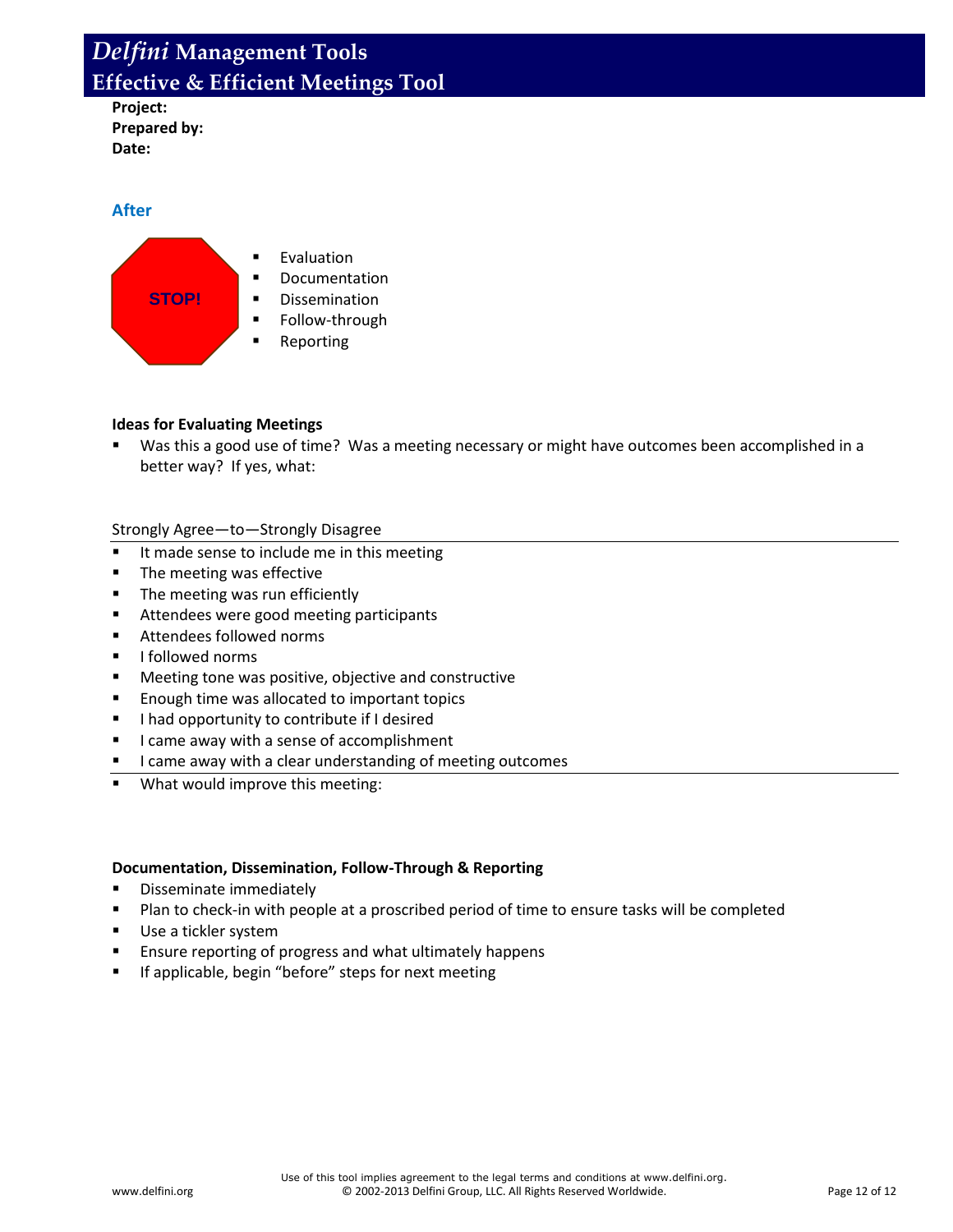# *Delfini* Management Tools
## Effective & Efficient Meetings Tool

**Project:**
**Prepared by:**
**Date:**

### After

STOP!

- Evaluation
- Documentation
- Dissemination
- Follow-through
- Reporting

**Ideas for Evaluating Meetings**

- Was this a good use of time? Was a meeting necessary or might have outcomes been accomplished in a better way? If yes, what:

Strongly Agree—to—Strongly Disagree

- It made sense to include me in this meeting
- The meeting was effective
- The meeting was run efficiently
- Attendees were good meeting participants
- Attendees followed norms
- I followed norms
- Meeting tone was positive, objective and constructive
- Enough time was allocated to important topics
- I had opportunity to contribute if I desired
- I came away with a sense of accomplishment
- I came away with a clear understanding of meeting outcomes
- What would improve this meeting:

**Documentation, Dissemination, Follow-Through & Reporting**

- Disseminate immediately
- Plan to check-in with people at a proscribed period of time to ensure tasks will be completed
- Use a tickler system
- Ensure reporting of progress and what ultimately happens
- If applicable, begin "before" steps for next meeting

Use of this tool implies agreement to the legal terms and conditions at www.delfini.org.
© 2002-2013 Delfini Group, LLC. All Rights Reserved Worldwide.